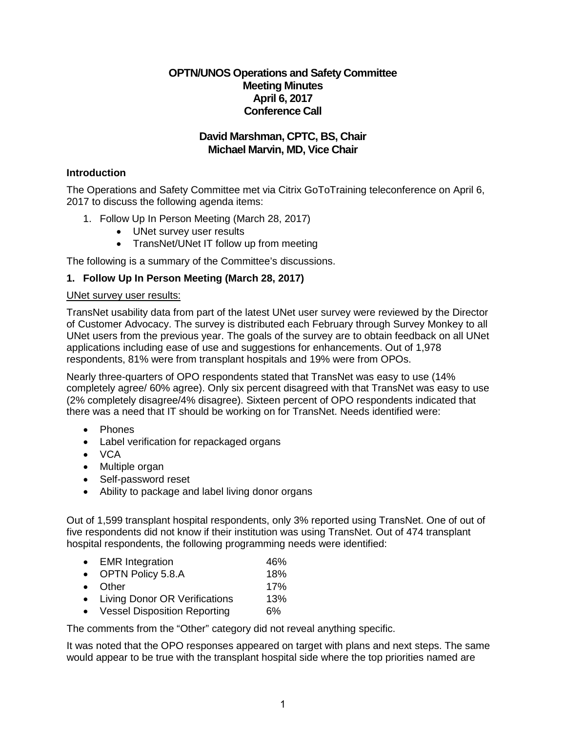# OPTN/UNOS Operations and Safety Committee
## Meeting Minutes
## April 6, 2017
## Conference Call

## David Marshman, CPTC, BS, Chair
## Michael Marvin, MD, Vice Chair

### Introduction

The Operations and Safety Committee met via Citrix GoToTraining teleconference on April 6, 2017 to discuss the following agenda items:

1. Follow Up In Person Meeting (March 28, 2017)
   - UNet survey user results
   - TransNet/UNet IT follow up from meeting

The following is a summary of the Committee's discussions.

### 1. Follow Up In Person Meeting (March 28, 2017)

UNet survey user results:

TransNet usability data from part of the latest UNet user survey were reviewed by the Director of Customer Advocacy. The survey is distributed each February through Survey Monkey to all UNet users from the previous year. The goals of the survey are to obtain feedback on all UNet applications including ease of use and suggestions for enhancements. Out of 1,978 respondents, 81% were from transplant hospitals and 19% were from OPOs.

Nearly three-quarters of OPO respondents stated that TransNet was easy to use (14% completely agree/ 60% agree). Only six percent disagreed with that TransNet was easy to use (2% completely disagree/4% disagree). Sixteen percent of OPO respondents indicated that there was a need that IT should be working on for TransNet. Needs identified were:

- Phones
- Label verification for repackaged organs
- VCA
- Multiple organ
- Self-password reset
- Ability to package and label living donor organs

Out of 1,599 transplant hospital respondents, only 3% reported using TransNet. One of out of five respondents did not know if their institution was using TransNet. Out of 474 transplant hospital respondents, the following programming needs were identified:

- EMR Integration 46%
- OPTN Policy 5.8.A 18%
- Other 17%
- Living Donor OR Verifications 13%
- Vessel Disposition Reporting 6%

The comments from the "Other" category did not reveal anything specific.

It was noted that the OPO responses appeared on target with plans and next steps. The same would appear to be true with the transplant hospital side where the top priorities named are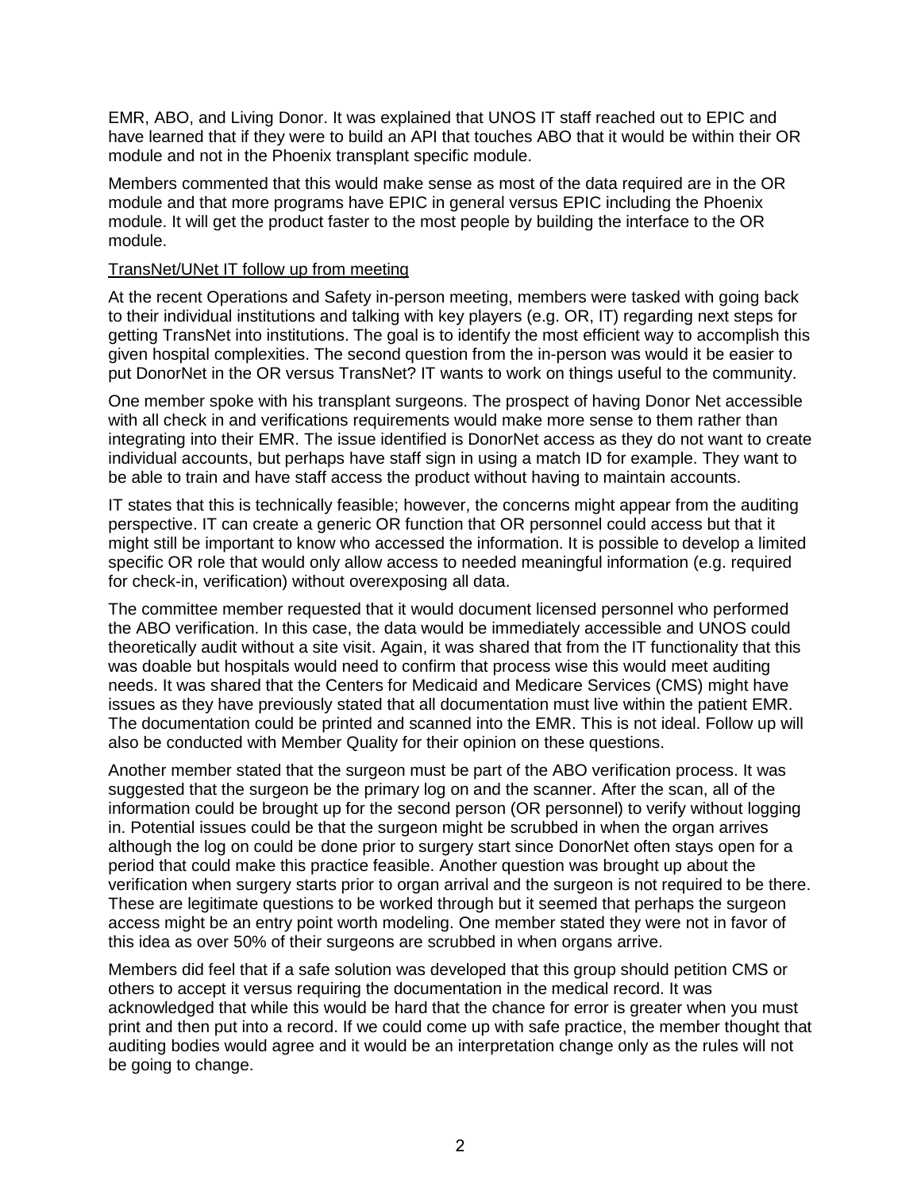EMR, ABO, and Living Donor. It was explained that UNOS IT staff reached out to EPIC and have learned that if they were to build an API that touches ABO that it would be within their OR module and not in the Phoenix transplant specific module.

Members commented that this would make sense as most of the data required are in the OR module and that more programs have EPIC in general versus EPIC including the Phoenix module. It will get the product faster to the most people by building the interface to the OR module.

<u>TransNet/UNet IT follow up from meeting</u>

At the recent Operations and Safety in-person meeting, members were tasked with going back to their individual institutions and talking with key players (e.g. OR, IT) regarding next steps for getting TransNet into institutions. The goal is to identify the most efficient way to accomplish this given hospital complexities. The second question from the in-person was would it be easier to put DonorNet in the OR versus TransNet? IT wants to work on things useful to the community.

One member spoke with his transplant surgeons. The prospect of having Donor Net accessible with all check in and verifications requirements would make more sense to them rather than integrating into their EMR. The issue identified is DonorNet access as they do not want to create individual accounts, but perhaps have staff sign in using a match ID for example. They want to be able to train and have staff access the product without having to maintain accounts.

IT states that this is technically feasible; however, the concerns might appear from the auditing perspective. IT can create a generic OR function that OR personnel could access but that it might still be important to know who accessed the information. It is possible to develop a limited specific OR role that would only allow access to needed meaningful information (e.g. required for check-in, verification) without overexposing all data.

The committee member requested that it would document licensed personnel who performed the ABO verification. In this case, the data would be immediately accessible and UNOS could theoretically audit without a site visit. Again, it was shared that from the IT functionality that this was doable but hospitals would need to confirm that process wise this would meet auditing needs. It was shared that the Centers for Medicaid and Medicare Services (CMS) might have issues as they have previously stated that all documentation must live within the patient EMR. The documentation could be printed and scanned into the EMR. This is not ideal. Follow up will also be conducted with Member Quality for their opinion on these questions.

Another member stated that the surgeon must be part of the ABO verification process. It was suggested that the surgeon be the primary log on and the scanner. After the scan, all of the information could be brought up for the second person (OR personnel) to verify without logging in. Potential issues could be that the surgeon might be scrubbed in when the organ arrives although the log on could be done prior to surgery start since DonorNet often stays open for a period that could make this practice feasible. Another question was brought up about the verification when surgery starts prior to organ arrival and the surgeon is not required to be there. These are legitimate questions to be worked through but it seemed that perhaps the surgeon access might be an entry point worth modeling. One member stated they were not in favor of this idea as over 50% of their surgeons are scrubbed in when organs arrive.

Members did feel that if a safe solution was developed that this group should petition CMS or others to accept it versus requiring the documentation in the medical record. It was acknowledged that while this would be hard that the chance for error is greater when you must print and then put into a record. If we could come up with safe practice, the member thought that auditing bodies would agree and it would be an interpretation change only as the rules will not be going to change.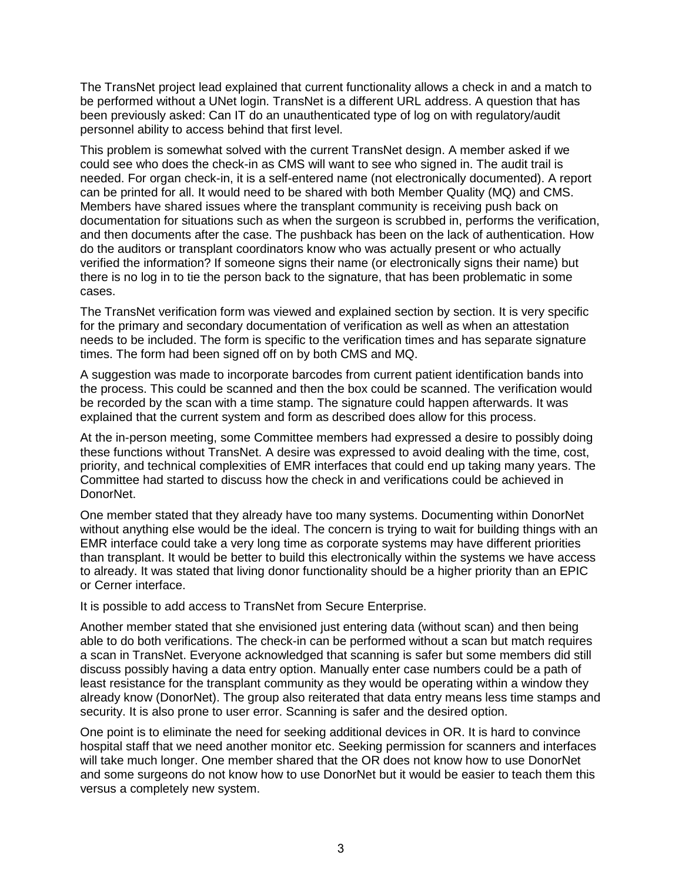The TransNet project lead explained that current functionality allows a check in and a match to be performed without a UNet login. TransNet is a different URL address. A question that has been previously asked: Can IT do an unauthenticated type of log on with regulatory/audit personnel ability to access behind that first level.

This problem is somewhat solved with the current TransNet design. A member asked if we could see who does the check-in as CMS will want to see who signed in. The audit trail is needed. For organ check-in, it is a self-entered name (not electronically documented). A report can be printed for all. It would need to be shared with both Member Quality (MQ) and CMS. Members have shared issues where the transplant community is receiving push back on documentation for situations such as when the surgeon is scrubbed in, performs the verification, and then documents after the case. The pushback has been on the lack of authentication. How do the auditors or transplant coordinators know who was actually present or who actually verified the information? If someone signs their name (or electronically signs their name) but there is no log in to tie the person back to the signature, that has been problematic in some cases.

The TransNet verification form was viewed and explained section by section. It is very specific for the primary and secondary documentation of verification as well as when an attestation needs to be included. The form is specific to the verification times and has separate signature times. The form had been signed off on by both CMS and MQ.

A suggestion was made to incorporate barcodes from current patient identification bands into the process. This could be scanned and then the box could be scanned. The verification would be recorded by the scan with a time stamp. The signature could happen afterwards. It was explained that the current system and form as described does allow for this process.

At the in-person meeting, some Committee members had expressed a desire to possibly doing these functions without TransNet. A desire was expressed to avoid dealing with the time, cost, priority, and technical complexities of EMR interfaces that could end up taking many years. The Committee had started to discuss how the check in and verifications could be achieved in DonorNet.

One member stated that they already have too many systems. Documenting within DonorNet without anything else would be the ideal. The concern is trying to wait for building things with an EMR interface could take a very long time as corporate systems may have different priorities than transplant. It would be better to build this electronically within the systems we have access to already. It was stated that living donor functionality should be a higher priority than an EPIC or Cerner interface.

It is possible to add access to TransNet from Secure Enterprise.

Another member stated that she envisioned just entering data (without scan) and then being able to do both verifications. The check-in can be performed without a scan but match requires a scan in TransNet. Everyone acknowledged that scanning is safer but some members did still discuss possibly having a data entry option. Manually enter case numbers could be a path of least resistance for the transplant community as they would be operating within a window they already know (DonorNet). The group also reiterated that data entry means less time stamps and security. It is also prone to user error. Scanning is safer and the desired option.

One point is to eliminate the need for seeking additional devices in OR. It is hard to convince hospital staff that we need another monitor etc. Seeking permission for scanners and interfaces will take much longer. One member shared that the OR does not know how to use DonorNet and some surgeons do not know how to use DonorNet but it would be easier to teach them this versus a completely new system.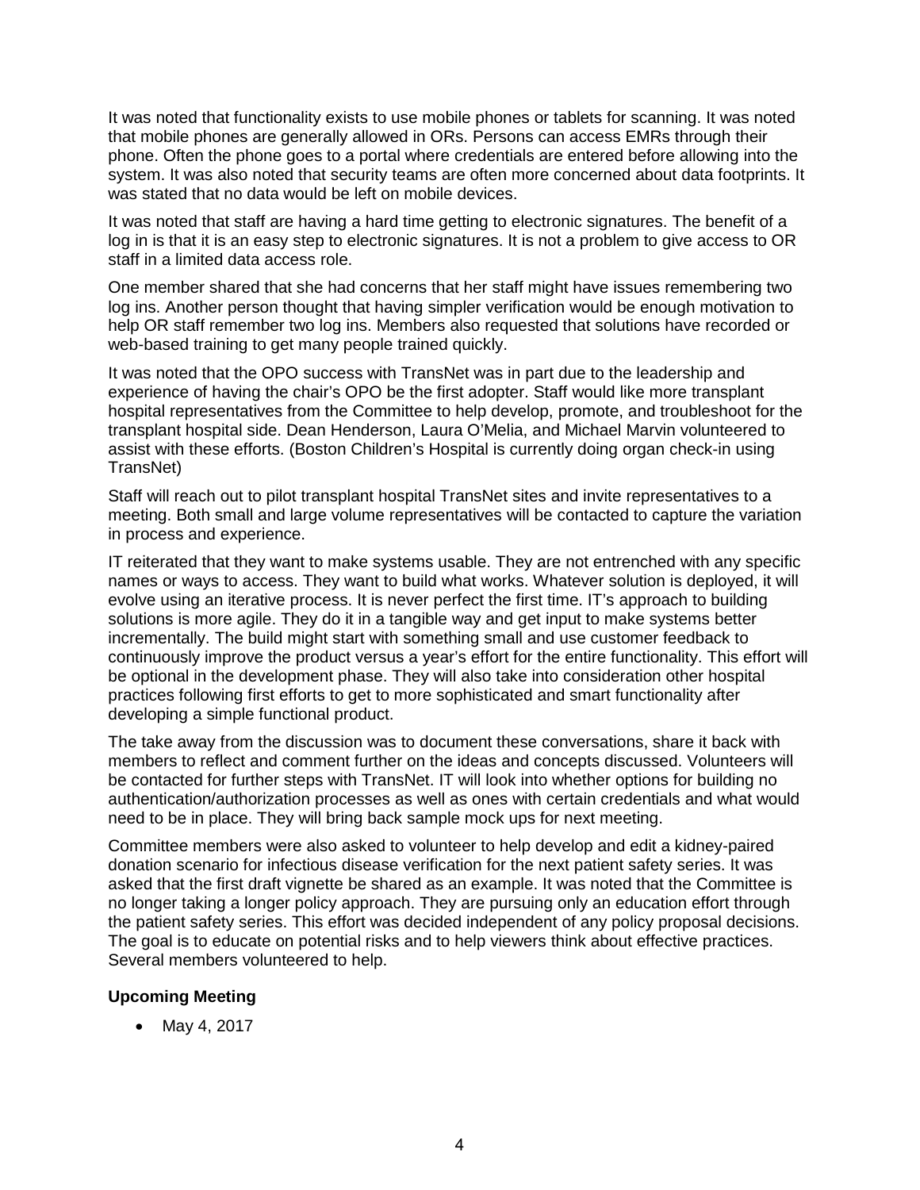It was noted that functionality exists to use mobile phones or tablets for scanning. It was noted that mobile phones are generally allowed in ORs. Persons can access EMRs through their phone. Often the phone goes to a portal where credentials are entered before allowing into the system. It was also noted that security teams are often more concerned about data footprints. It was stated that no data would be left on mobile devices.

It was noted that staff are having a hard time getting to electronic signatures. The benefit of a log in is that it is an easy step to electronic signatures. It is not a problem to give access to OR staff in a limited data access role.

One member shared that she had concerns that her staff might have issues remembering two log ins. Another person thought that having simpler verification would be enough motivation to help OR staff remember two log ins. Members also requested that solutions have recorded or web-based training to get many people trained quickly.

It was noted that the OPO success with TransNet was in part due to the leadership and experience of having the chair's OPO be the first adopter. Staff would like more transplant hospital representatives from the Committee to help develop, promote, and troubleshoot for the transplant hospital side. Dean Henderson, Laura O'Melia, and Michael Marvin volunteered to assist with these efforts. (Boston Children's Hospital is currently doing organ check-in using TransNet)

Staff will reach out to pilot transplant hospital TransNet sites and invite representatives to a meeting. Both small and large volume representatives will be contacted to capture the variation in process and experience.

IT reiterated that they want to make systems usable. They are not entrenched with any specific names or ways to access. They want to build what works. Whatever solution is deployed, it will evolve using an iterative process. It is never perfect the first time. IT's approach to building solutions is more agile. They do it in a tangible way and get input to make systems better incrementally. The build might start with something small and use customer feedback to continuously improve the product versus a year's effort for the entire functionality. This effort will be optional in the development phase. They will also take into consideration other hospital practices following first efforts to get to more sophisticated and smart functionality after developing a simple functional product.

The take away from the discussion was to document these conversations, share it back with members to reflect and comment further on the ideas and concepts discussed. Volunteers will be contacted for further steps with TransNet. IT will look into whether options for building no authentication/authorization processes as well as ones with certain credentials and what would need to be in place. They will bring back sample mock ups for next meeting.

Committee members were also asked to volunteer to help develop and edit a kidney-paired donation scenario for infectious disease verification for the next patient safety series. It was asked that the first draft vignette be shared as an example. It was noted that the Committee is no longer taking a longer policy approach. They are pursuing only an education effort through the patient safety series. This effort was decided independent of any policy proposal decisions. The goal is to educate on potential risks and to help viewers think about effective practices. Several members volunteered to help.

### Upcoming Meeting

- May 4, 2017